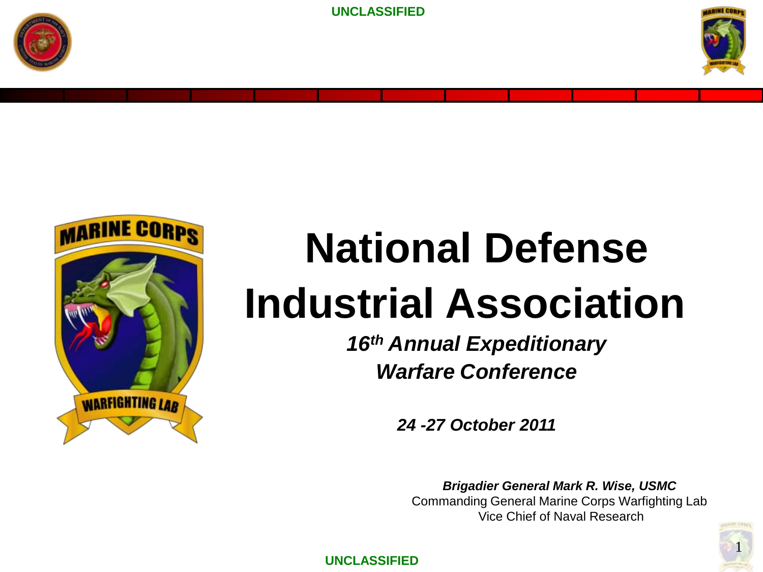UNCLASSIFIED

# National Defense Industrial Association

***16th Annual Expeditionary Warfare Conference***

***24 -27 October 2011***

***Brigadier General Mark R. Wise, USMC***
Commanding General Marine Corps Warfighting Lab
Vice Chief of Naval Research

UNCLASSIFIED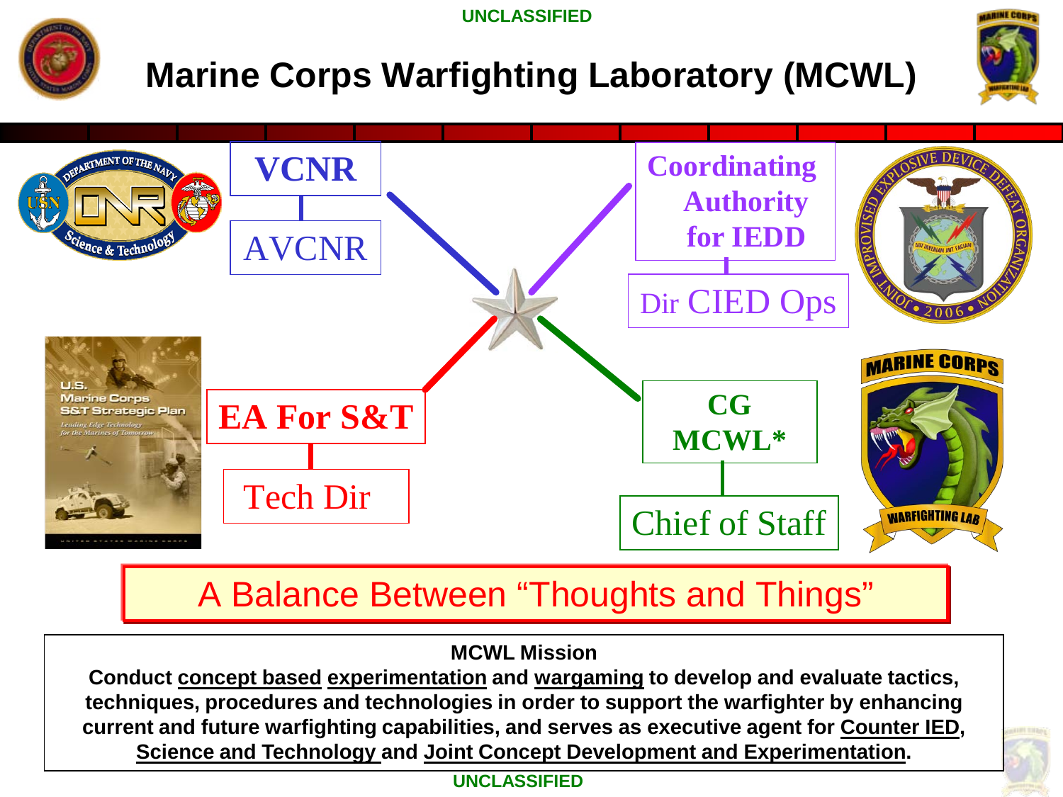# Marine Corps Warfighting Laboratory (MCWL)

VCNR

AVCNR

Coordinating Authority for IEDD

Dir CIED Ops

EA For S&T

Tech Dir

CG MCWL*

Chief of Staff

A Balance Between "Thoughts and Things"

**MCWL Mission**

**Conduct concept based experimentation and wargaming to develop and evaluate tactics, techniques, procedures and technologies in order to support the warfighter by enhancing current and future warfighting capabilities, and serves as executive agent for Counter IED, Science and Technology and Joint Concept Development and Experimentation.**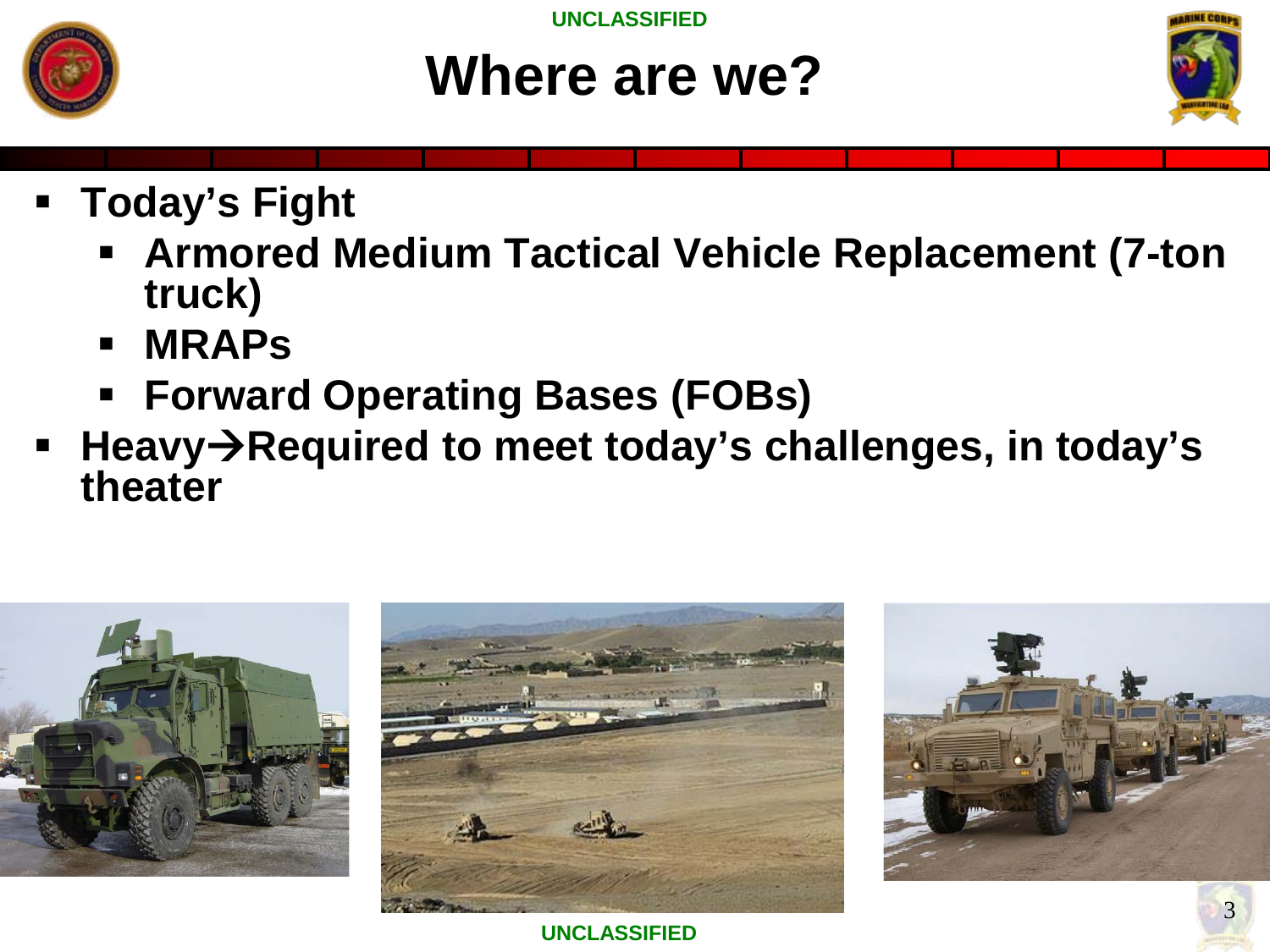# Where are we?

- **Today's Fight**
  - **Armored Medium Tactical Vehicle Replacement (7-ton truck)**
  - **MRAPs**
  - **Forward Operating Bases (FOBs)**
- **Heavy→Required to meet today's challenges, in today's theater**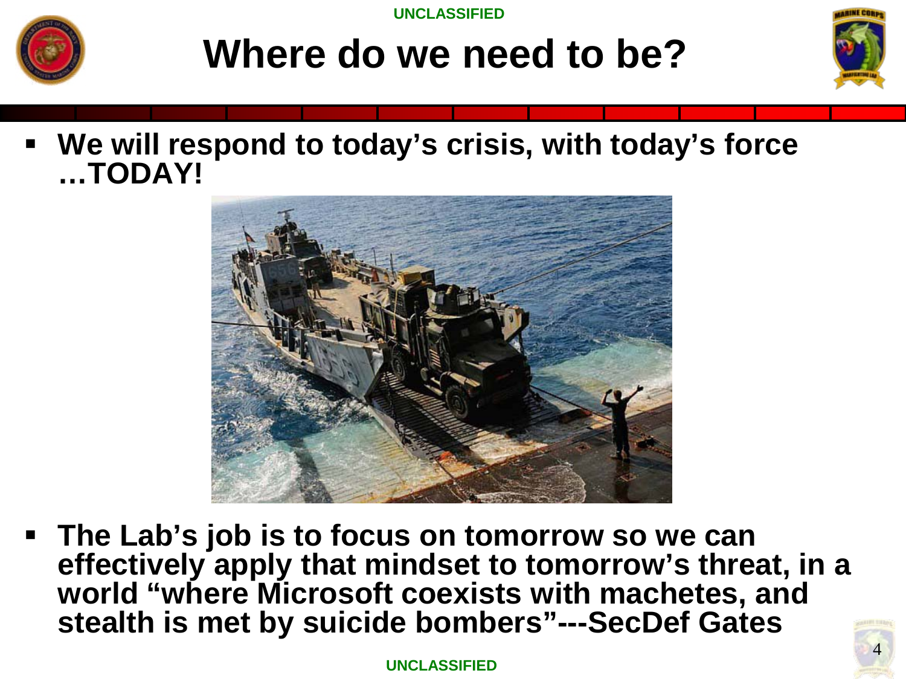# Where do we need to be?

- **We will respond to today's crisis, with today's force …TODAY!**

- **The Lab's job is to focus on tomorrow so we can effectively apply that mindset to tomorrow's threat, in a world "where Microsoft coexists with machetes, and stealth is met by suicide bombers"---SecDef Gates**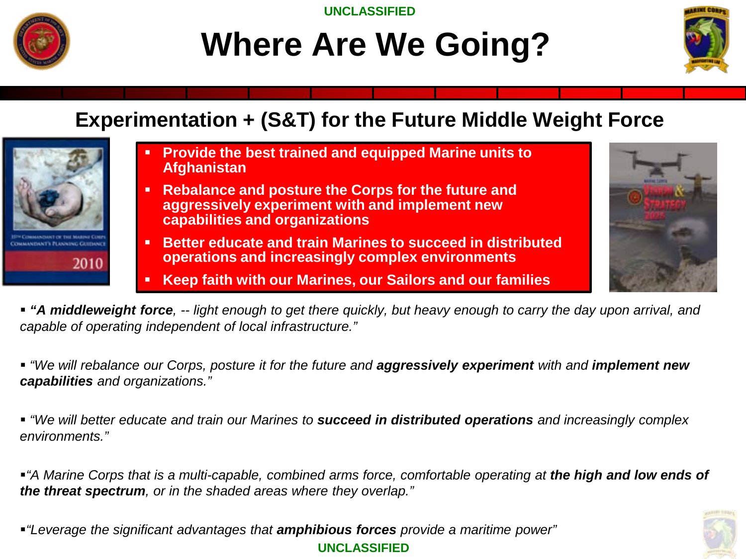# Where Are We Going?

## Experimentation + (S&T) for the Future Middle Weight Force

- **Provide the best trained and equipped Marine units to Afghanistan**
- **Rebalance and posture the Corps for the future and aggressively experiment with and implement new capabilities and organizations**
- **Better educate and train Marines to succeed in distributed operations and increasingly complex environments**
- **Keep faith with our Marines, our Sailors and our families**

- ***"A middleweight force****, -- light enough to get there quickly, but heavy enough to carry the day upon arrival, and capable of operating independent of local infrastructure."*
- *"We will rebalance our Corps, posture it for the future and* ***aggressively experiment*** *with and* ***implement new capabilities*** *and organizations."*
- *"We will better educate and train our Marines to* ***succeed in distributed operations*** *and increasingly complex environments."*
- *"A Marine Corps that is a multi-capable, combined arms force, comfortable operating at* ***the high and low ends of the threat spectrum****, or in the shaded areas where they overlap."*
- *"Leverage the significant advantages that* ***amphibious forces*** *provide a maritime power"*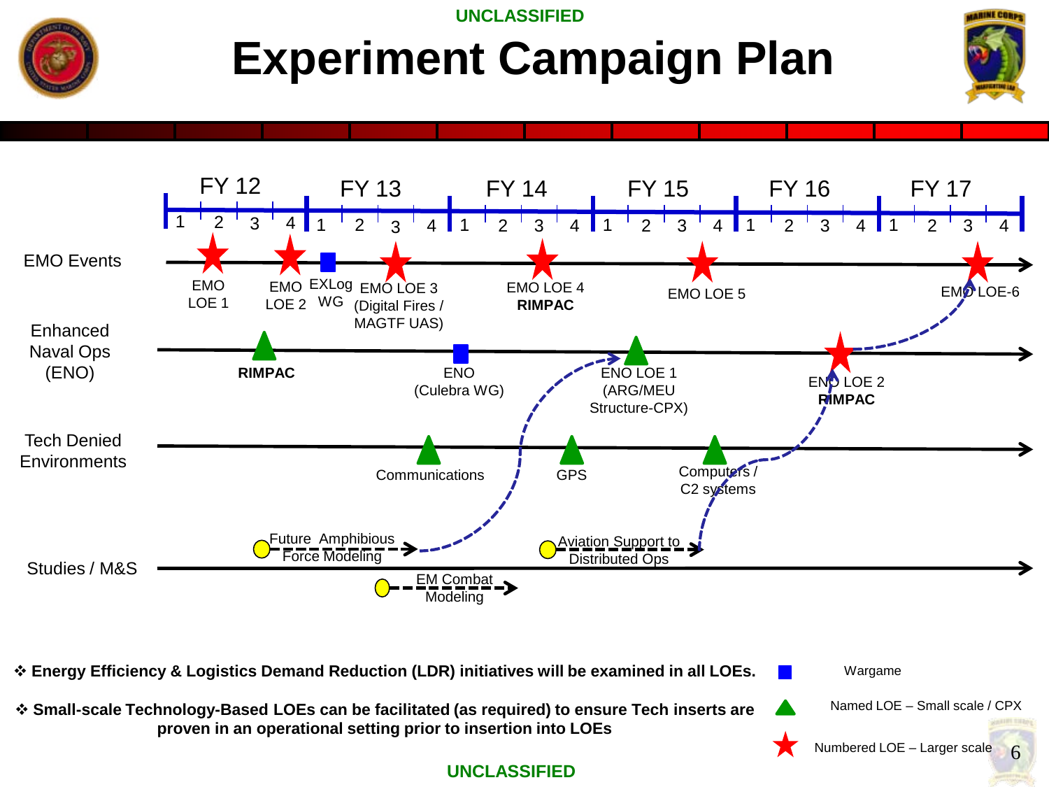UNCLASSIFIED

# Experiment Campaign Plan

FY 12 | FY 13 | FY 14 | FY 15 | FY 16 | FY 17

1 2 3 4 | 1 2 3 4 | 1 2 3 4 | 1 2 3 4 | 1 2 3 4 | 1 2 3 4

EMO Events

EMO LOE 1
EMO LOE 2
EXLog WG
EMO LOE 3 (Digital Fires / MAGTF UAS)
EMO LOE 4 **RIMPAC**
EMO LOE 5
EMO LOE-6

Enhanced Naval Ops (ENO)

**RIMPAC**
ENO (Culebra WG)
ENO LOE 1 (ARG/MEU Structure-CPX)
ENO LOE 2 **RIMPAC**

Tech Denied Environments

Communications
GPS
Computers / C2 systems

Studies / M&S

Future Amphibious Force Modeling
EM Combat Modeling
Aviation Support to Distributed Ops

- **Energy Efficiency & Logistics Demand Reduction (LDR) initiatives will be examined in all LOEs.**
- **Small-scale Technology-Based LOEs can be facilitated (as required) to ensure Tech inserts are proven in an operational setting prior to insertion into LOEs**

Wargame

Named LOE – Small scale / CPX

Numbered LOE – Larger scale

UNCLASSIFIED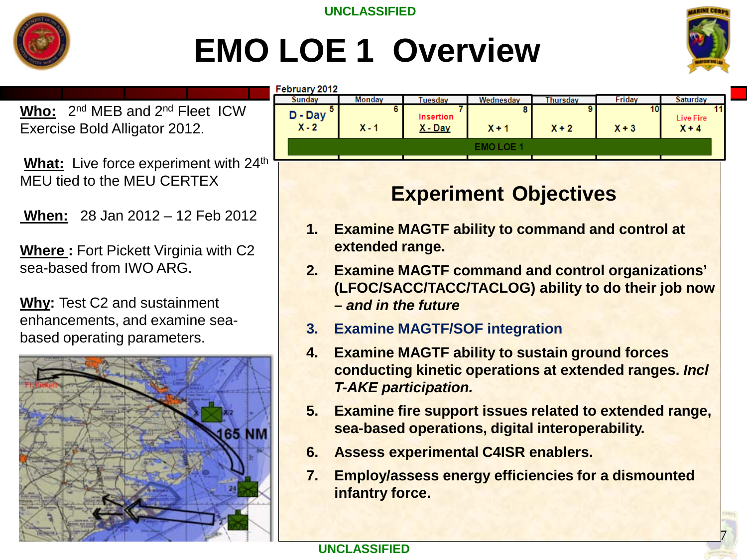UNCLASSIFIED

# EMO LOE 1 Overview

**Who:** 2nd MEB and 2nd Fleet ICW Exercise Bold Alligator 2012.

**What:** Live force experiment with 24th MEU tied to the MEU CERTEX

**When:** 28 Jan 2012 – 12 Feb 2012

**Where :** Fort Pickett Virginia with C2 sea-based from IWO ARG.

**Why:** Test C2 and sustainment enhancements, and examine sea-based operating parameters.

Ft. Pickett

165 NM

February 2012

| Sunday | Monday | Tuesday | Wednesday | Thursday | Friday | Saturday |
|---|---|---|---|---|---|---|
| 5 D - Day X - 2 | 6 X - 1 | 7 Insertion X - Day | 8 X + 1 | 9 X + 2 | 10 X + 3 | 11 Live Fire X + 4 |
| EMO LOE 1 | | | | | | |

## Experiment Objectives

1. **Examine MAGTF ability to command and control at extended range.**
2. **Examine MAGTF command and control organizations' (LFOC/SACC/TACC/TACLOG) ability to do their job now – *and in the future***
3. **Examine MAGTF/SOF integration**
4. **Examine MAGTF ability to sustain ground forces conducting kinetic operations at extended ranges. *Incl T-AKE participation.***
5. **Examine fire support issues related to extended range, sea-based operations, digital interoperability.**
6. **Assess experimental C4ISR enablers.**
7. **Employ/assess energy efficiencies for a dismounted infantry force.**

UNCLASSIFIED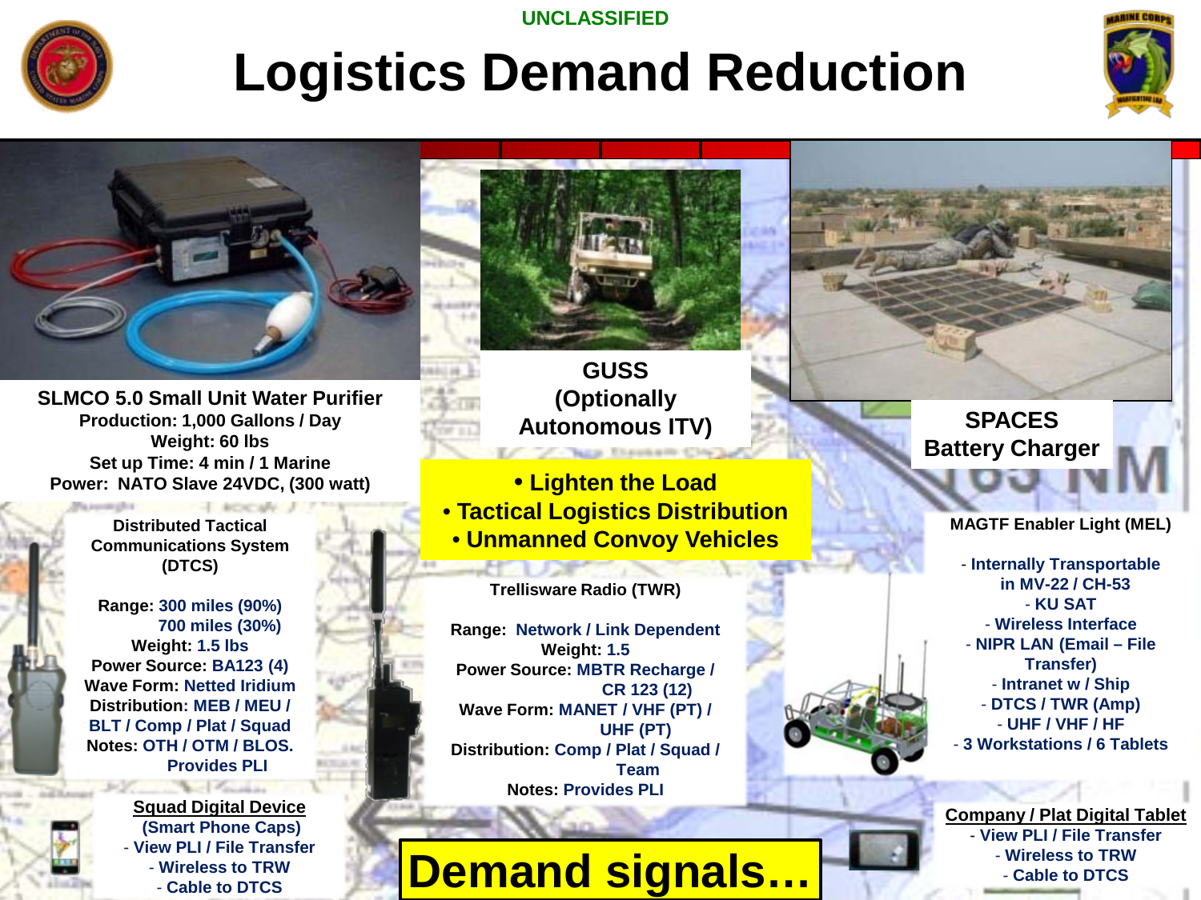UNCLASSIFIED

# Logistics Demand Reduction

**SLMCO 5.0 Small Unit Water Purifier**
**Production: 1,000 Gallons / Day**
**Weight: 60 lbs**
**Set up Time: 4 min / 1 Marine**
**Power: NATO Slave 24VDC, (300 watt)**

**GUSS (Optionally Autonomous ITV)**

**SPACES Battery Charger**

- **Lighten the Load**
- **Tactical Logistics Distribution**
- **Unmanned Convoy Vehicles**

**Distributed Tactical Communications System (DTCS)**

**Range:** 300 miles (90%)
700 miles (30%)
**Weight:** 1.5 lbs
**Power Source:** BA123 (4)
**Wave Form:** Netted Iridium
**Distribution:** MEB / MEU / BLT / Comp / Plat / Squad
**Notes:** OTH / OTM / BLOS. Provides PLI

**Trellisware Radio (TWR)**

**Range:** Network / Link Dependent
**Weight:** 1.5
**Power Source:** MBTR Recharge / CR 123 (12)
**Wave Form:** MANET / VHF (PT) / UHF (PT)
**Distribution:** Comp / Plat / Squad / Team
**Notes:** Provides PLI

**MAGTF Enabler Light (MEL)**

- Internally Transportable in MV-22 / CH-53
- KU SAT
- Wireless Interface
- NIPR LAN (Email – File Transfer)
- Intranet w / Ship
- DTCS / TWR (Amp)
- UHF / VHF / HF
- 3 Workstations / 6 Tablets

**Squad Digital Device**
(Smart Phone Caps)
- View PLI / File Transfer
- Wireless to TRW
- Cable to DTCS

**Company / Plat Digital Tablet**
- View PLI / File Transfer
- Wireless to TRW
- Cable to DTCS

**Demand signals…**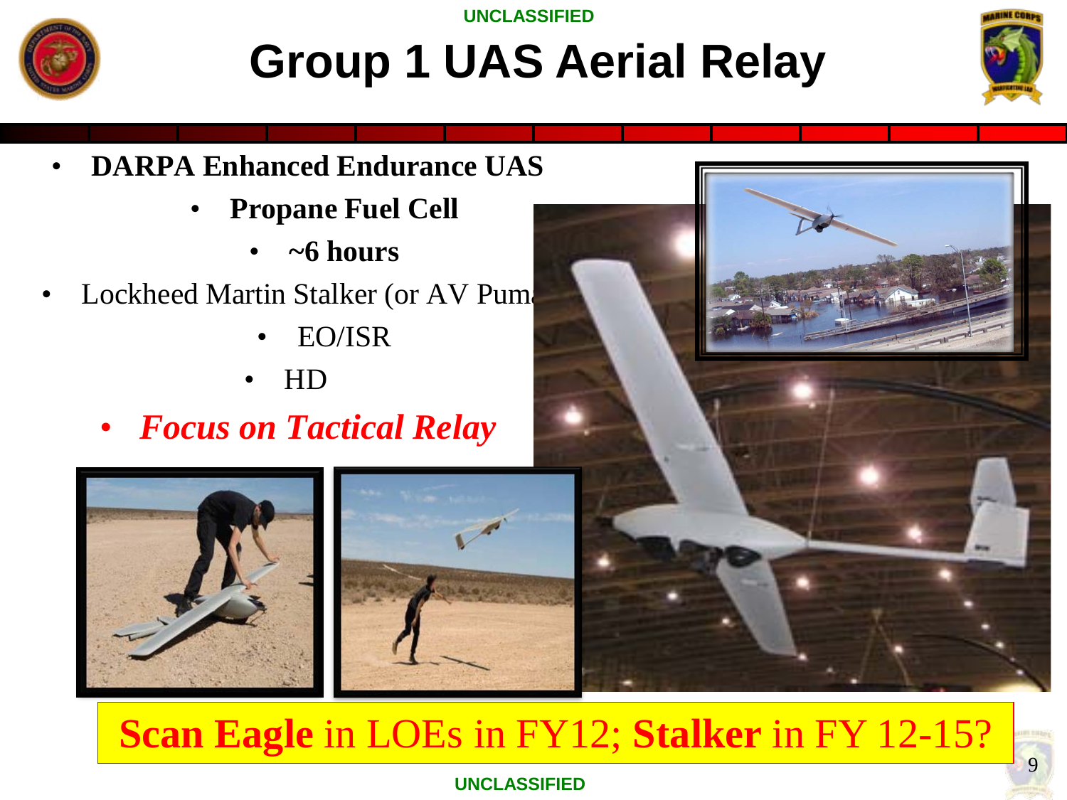# Group 1 UAS Aerial Relay

- **DARPA Enhanced Endurance UAS**
  - **Propane Fuel Cell**
    - **~6 hours**
- Lockheed Martin Stalker (or AV Puma
  - EO/ISR
  - HD
  - ***Focus on Tactical Relay***

**Scan Eagle** in LOEs in FY12; **Stalker** in FY 12-15?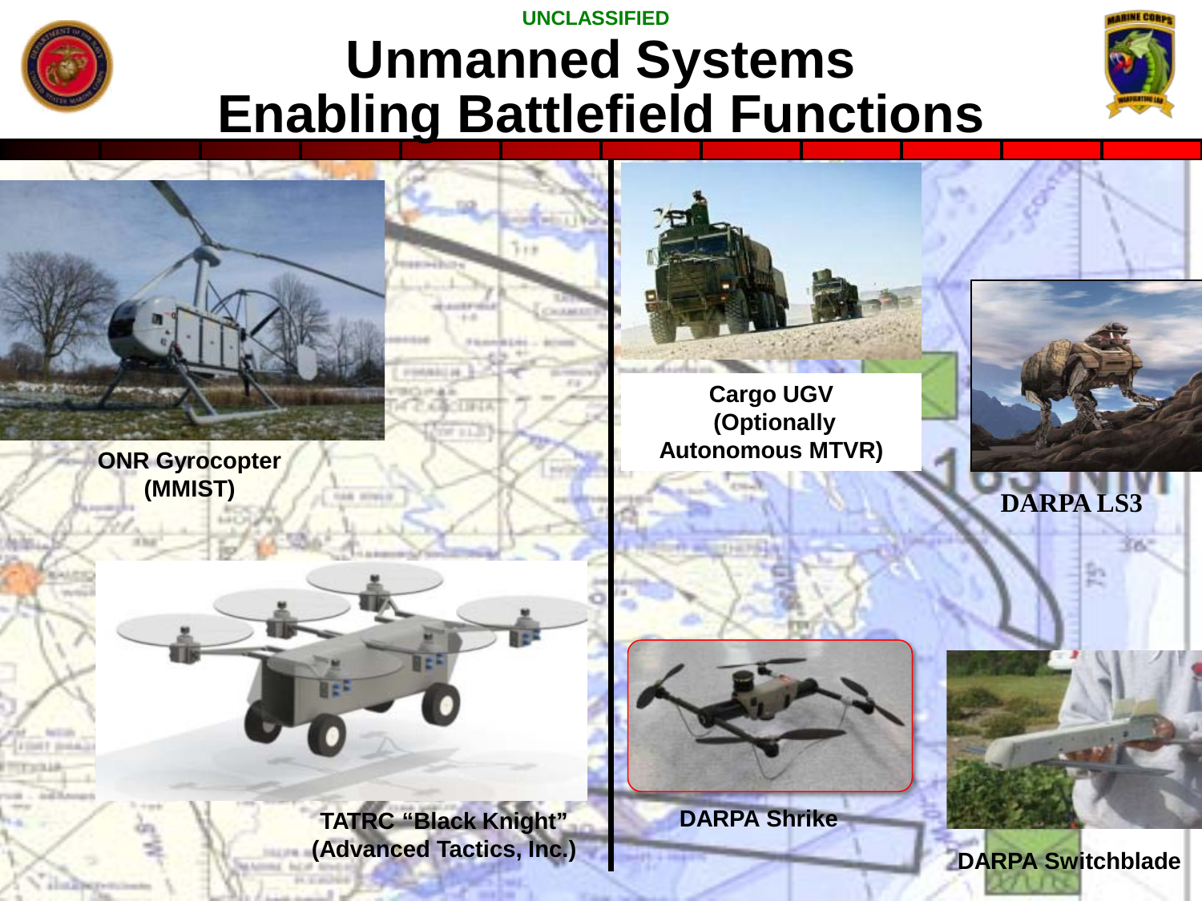UNCLASSIFIED

# Unmanned Systems Enabling Battlefield Functions

**ONR Gyrocopter (MMIST)**

**Cargo UGV (Optionally Autonomous MTVR)**

**DARPA LS3**

**TATRC "Black Knight" (Advanced Tactics, Inc.)**

**DARPA Shrike**

**DARPA Switchblade**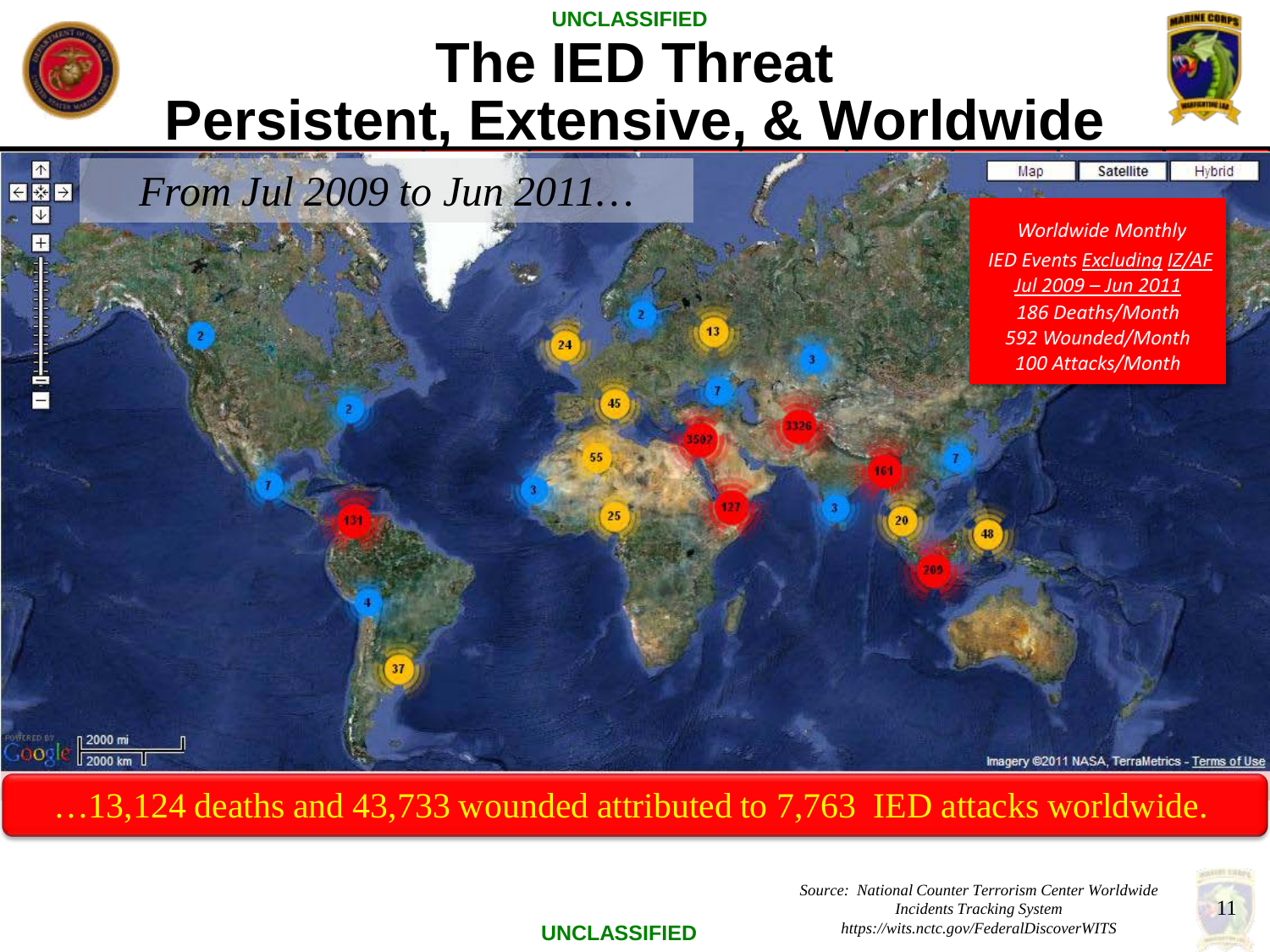UNCLASSIFIED

# The IED Threat
# Persistent, Extensive, & Worldwide

*From Jul 2009 to Jun 2011…*

*Worldwide Monthly*
*IED Events Excluding IZ/AF*
*Jul 2009 – Jun 2011*
*186 Deaths/Month*
*592 Wounded/Month*
*100 Attacks/Month*

2, 2, 7, 131, 4, 37, 24, 2, 13, 3, 45, 7, 55, 3, 25, 3502, 3326, 127, 3, 161, 7, 20, 48, 209

2000 mi
2000 km

Imagery ©2011 NASA, TerraMetrics - Terms of Use

…13,124 deaths and 43,733 wounded attributed to 7,763 IED attacks worldwide.

*Source: National Counter Terrorism Center Worldwide Incidents Tracking System https://wits.nctc.gov/FederalDiscoverWITS*

UNCLASSIFIED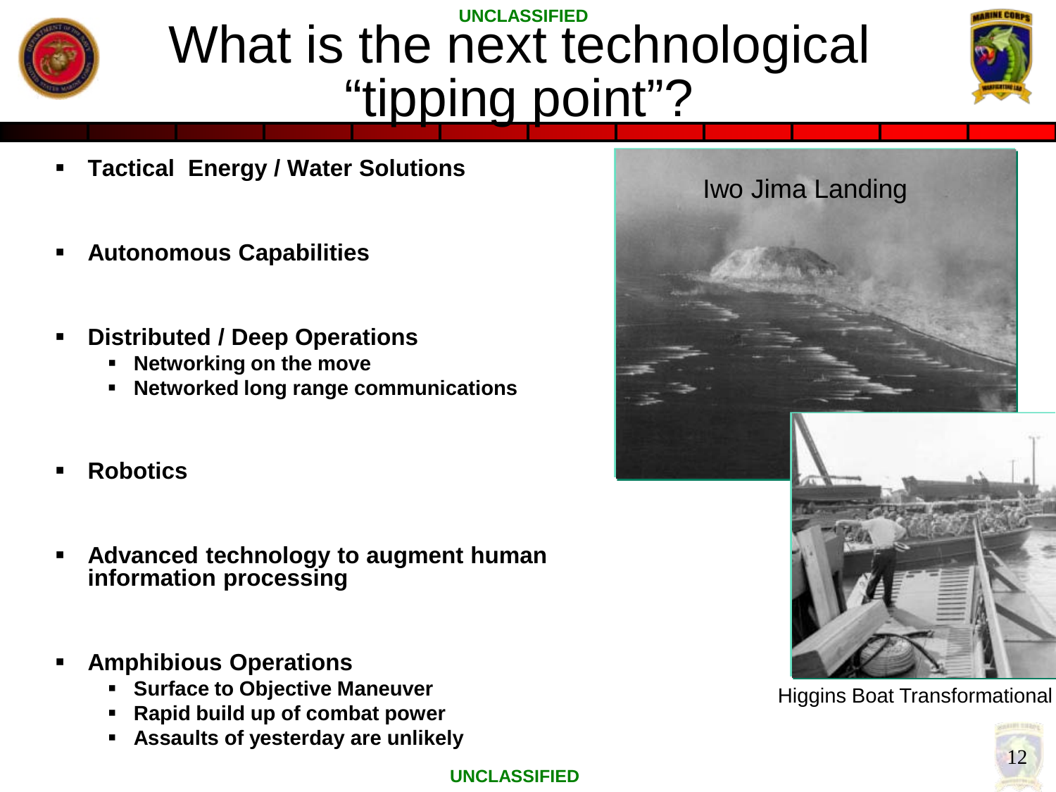# What is the next technological "tipping point"?

- **Tactical Energy / Water Solutions**
- **Autonomous Capabilities**
- **Distributed / Deep Operations**
  - **Networking on the move**
  - **Networked long range communications**
- **Robotics**
- **Advanced technology to augment human information processing**
- **Amphibious Operations**
  - **Surface to Objective Maneuver**
  - **Rapid build up of combat power**
  - **Assaults of yesterday are unlikely**

Iwo Jima Landing

Higgins Boat Transformational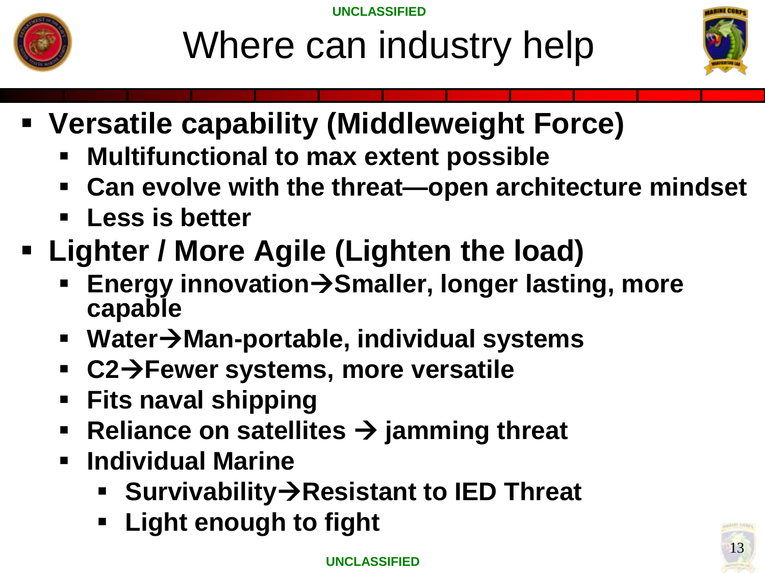# Where can industry help

- **Versatile capability (Middleweight Force)**
  - **Multifunctional to max extent possible**
  - **Can evolve with the threat—open architecture mindset**
  - **Less is better**
- **Lighter / More Agile (Lighten the load)**
  - **Energy innovation→Smaller, longer lasting, more capable**
  - **Water→Man-portable, individual systems**
  - **C2→Fewer systems, more versatile**
  - **Fits naval shipping**
  - **Reliance on satellites → jamming threat**
  - **Individual Marine**
    - **Survivability→Resistant to IED Threat**
    - **Light enough to fight**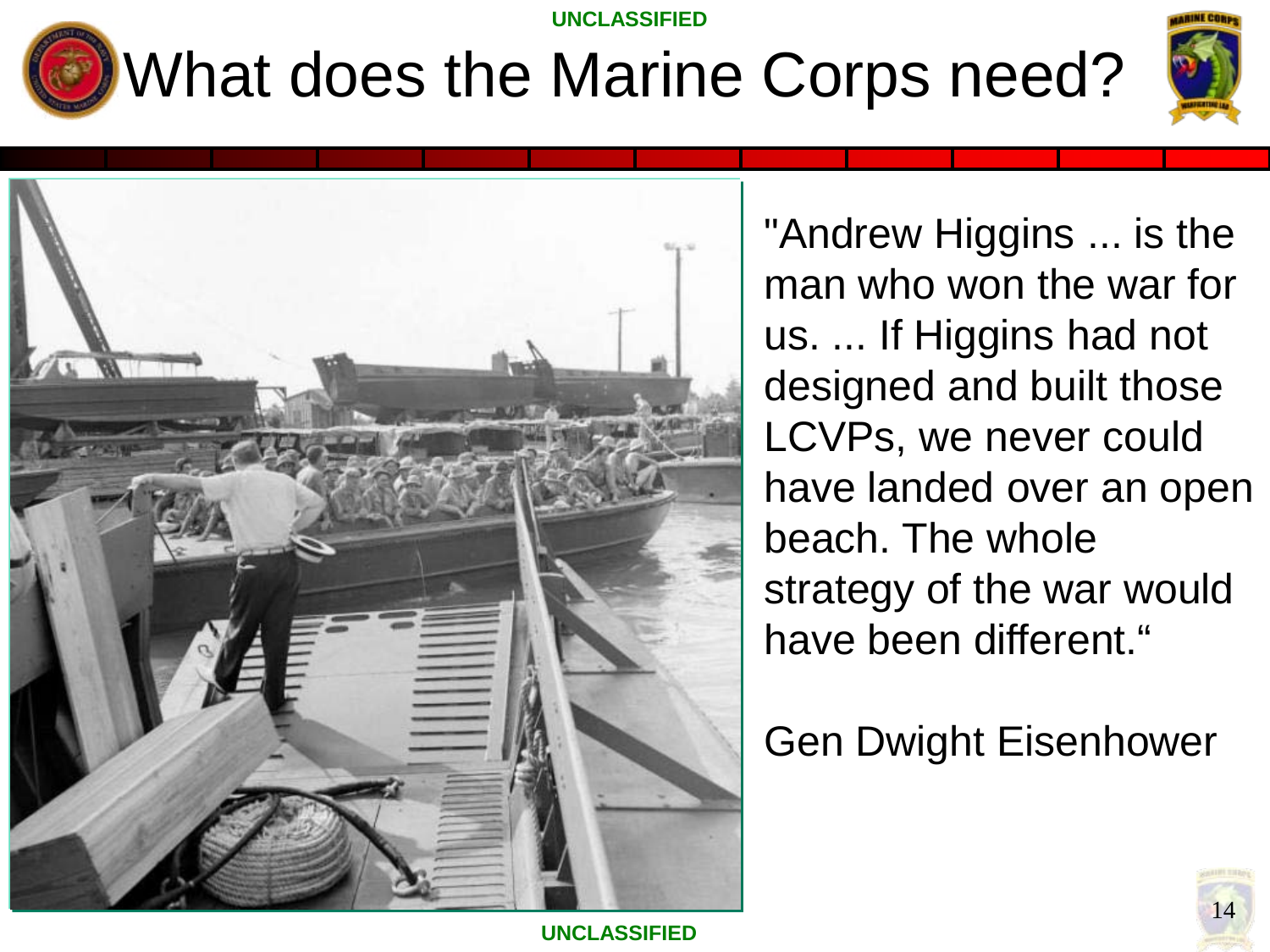# What does the Marine Corps need?

"Andrew Higgins ... is the man who won the war for us. ... If Higgins had not designed and built those LCVPs, we never could have landed over an open beach. The whole strategy of the war would have been different."

Gen Dwight Eisenhower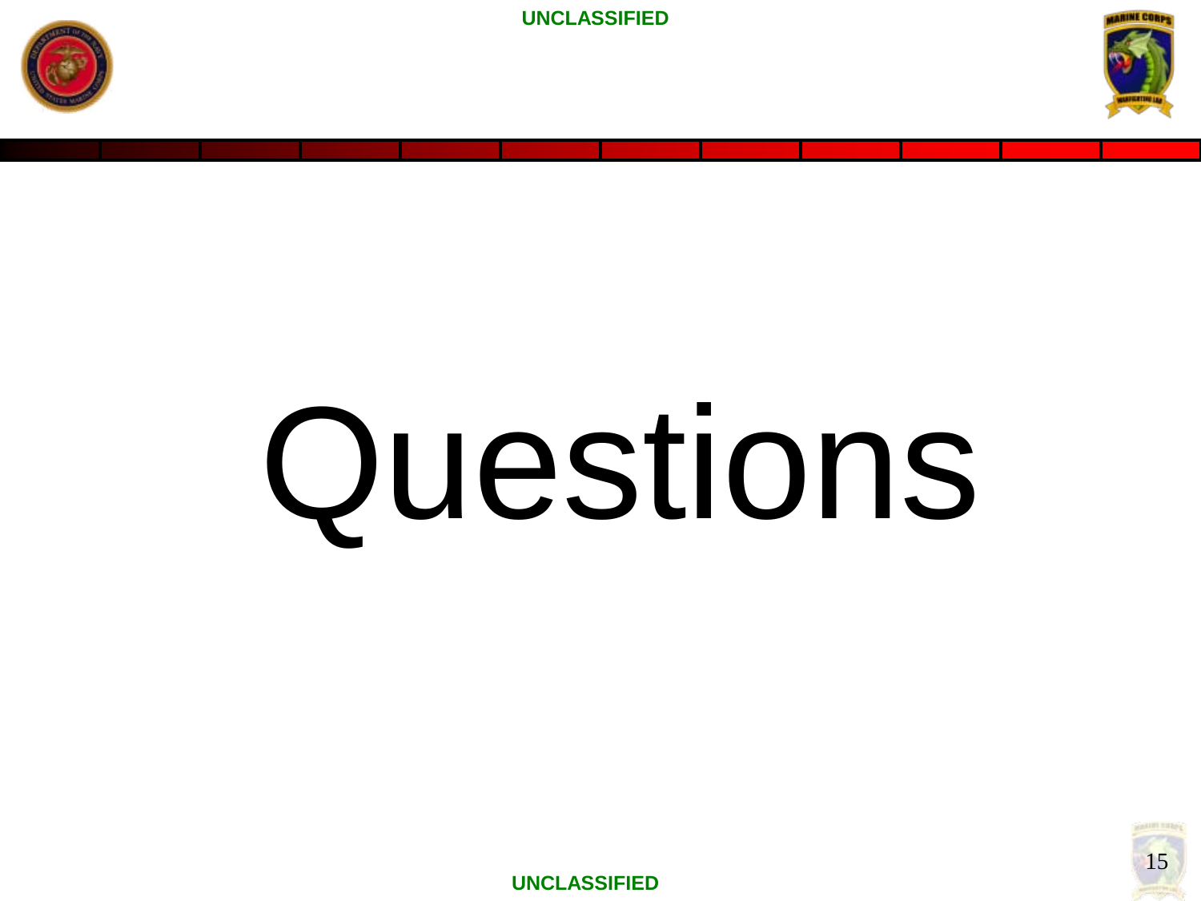# Questions